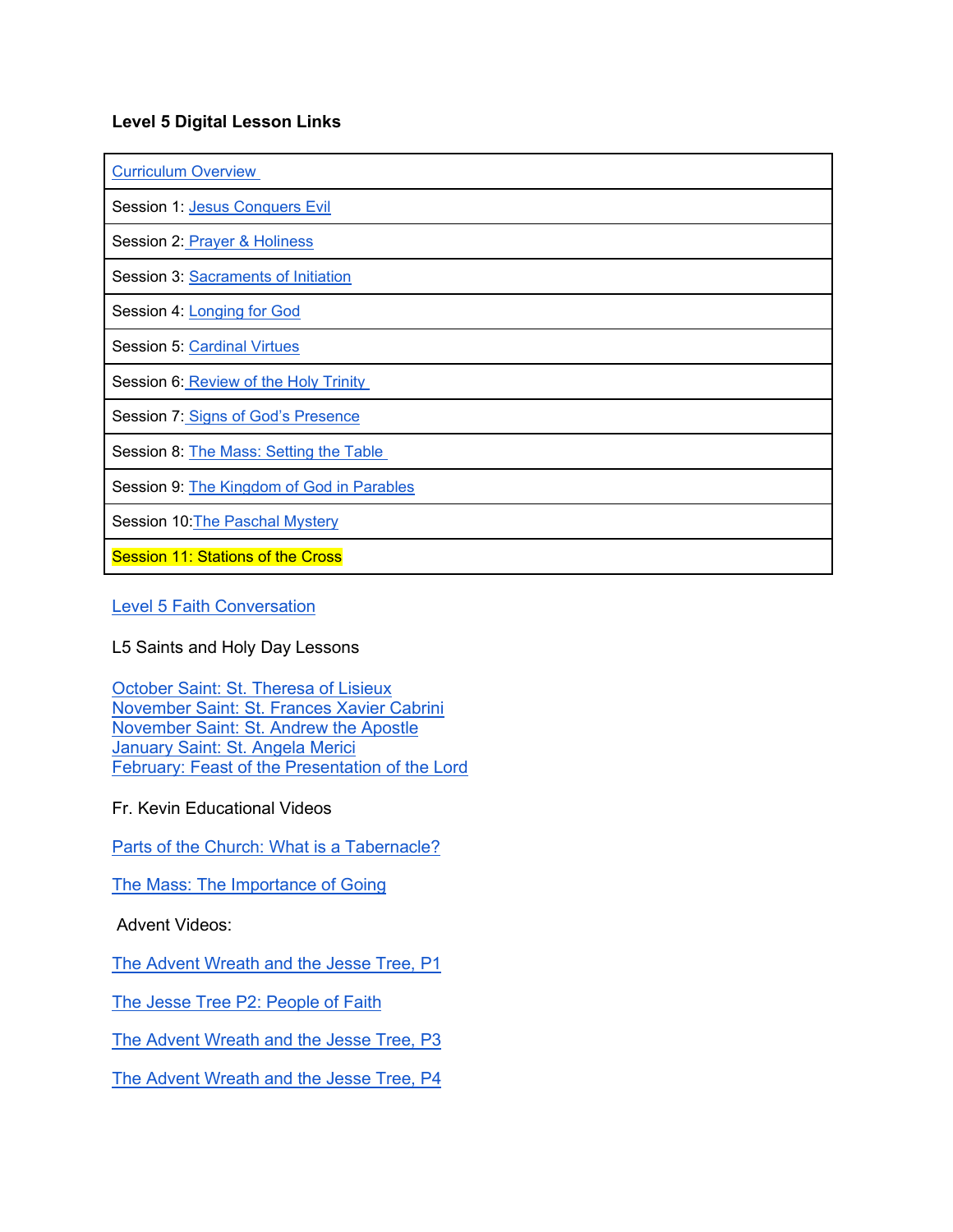**Level 5 Digital Lesson Links**

| Curriculum Overview |
|---|
| Session 1: Jesus Conquers Evil |
| Session 2: Prayer & Holiness |
| Session 3: Sacraments of Initiation |
| Session 4: Longing for God |
| Session 5: Cardinal Virtues |
| Session 6: Review of the Holy Trinity |
| Session 7: Signs of God's Presence |
| Session 8: The Mass: Setting the Table |
| Session 9: The Kingdom of God in Parables |
| Session 10:The Paschal Mystery |
| Session 11: Stations of the Cross |

Level 5 Faith Conversation

L5 Saints and Holy Day Lessons

October Saint: St. Theresa of Lisieux
November Saint: St. Frances Xavier Cabrini
November Saint: St. Andrew the Apostle
January Saint: St. Angela Merici
February: Feast of the Presentation of the Lord

Fr. Kevin Educational Videos

Parts of the Church: What is a Tabernacle?

The Mass: The Importance of Going

Advent Videos:

The Advent Wreath and the Jesse Tree, P1

The Jesse Tree P2: People of Faith

The Advent Wreath and the Jesse Tree, P3

The Advent Wreath and the Jesse Tree, P4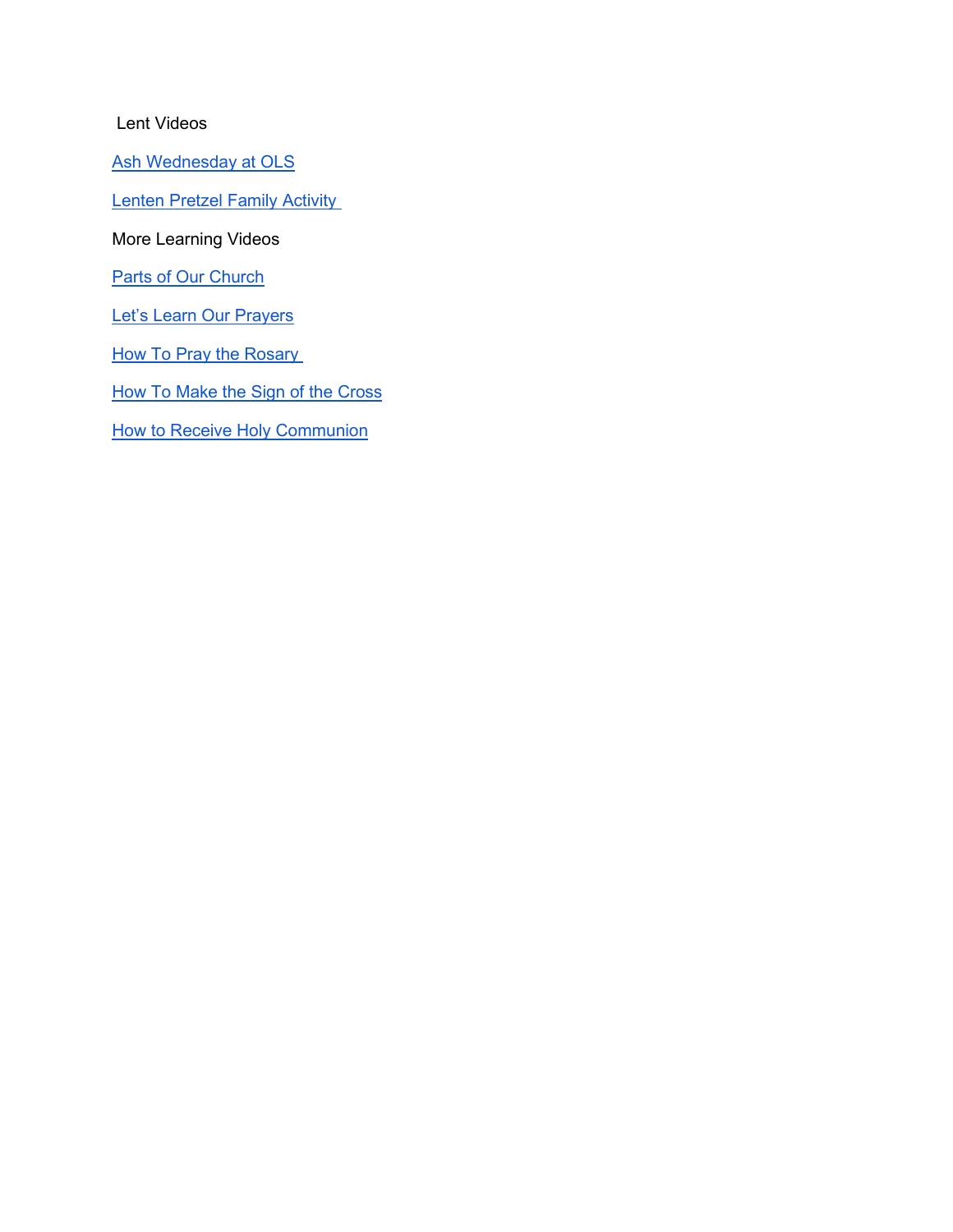Lent Videos

Ash Wednesday at OLS

Lenten Pretzel Family Activity

More Learning Videos

Parts of Our Church

Let's Learn Our Prayers

How To Pray the Rosary

How To Make the Sign of the Cross

How to Receive Holy Communion